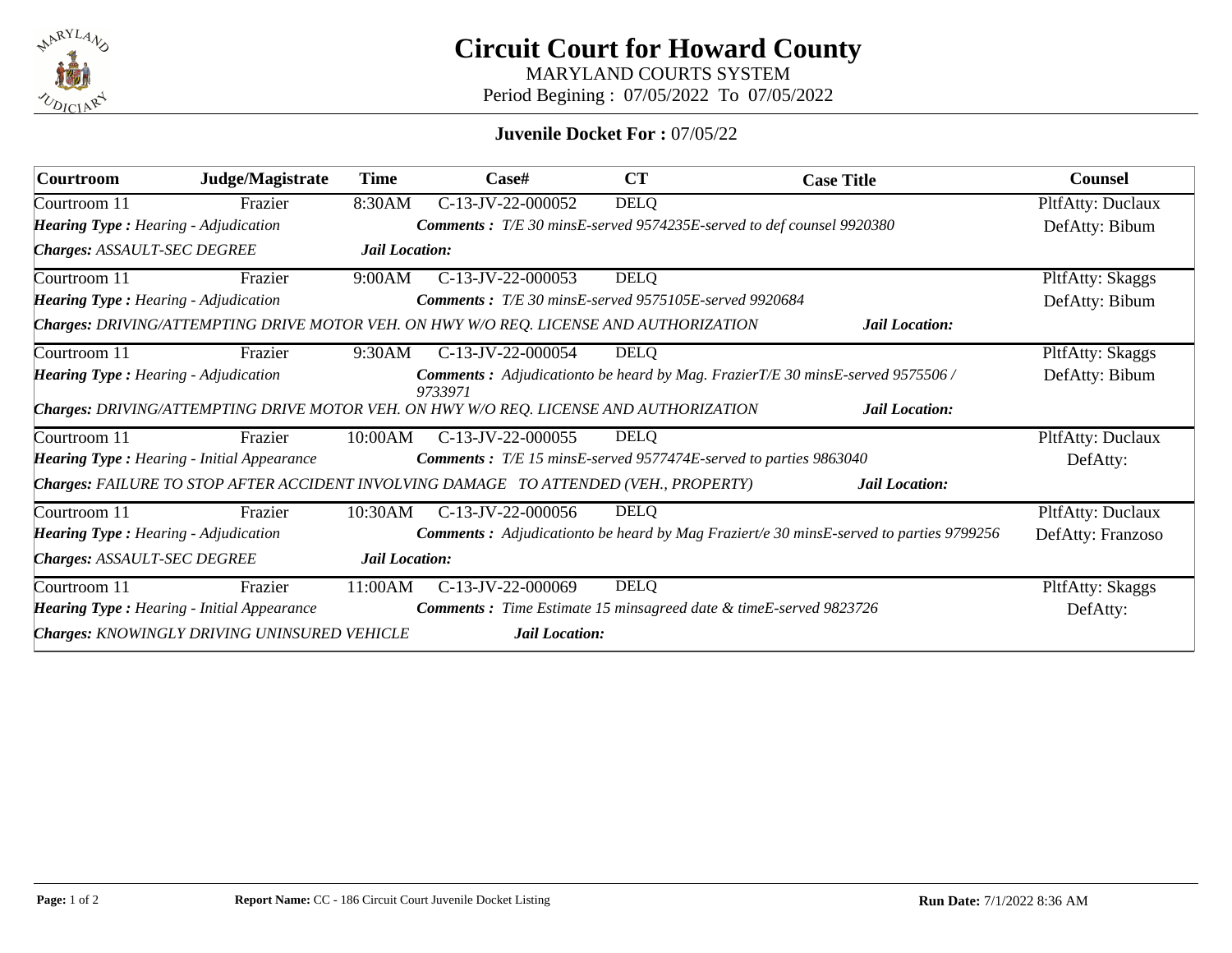# Circuit Court for Howard County

MARYLAND COURTS SYSTEM

Period Begining : 07/05/2022 To 07/05/2022

## Juvenile Docket For : 07/05/22

| Courtroom | Judge/Magistrate | Time | Case# | CT | Case Title | Counsel |
|---|---|---|---|---|---|---|
| Courtroom 11 | Frazier | 8:30AM | C-13-JV-22-000052 | DELQ | | PltfAtty: Duclaux |
| ***Hearing Type :*** *Hearing - Adjudication* | | | ***Comments :*** *T/E 30 minsE-served 9574235E-served to def counsel 9920380* | | | DefAtty: Bibum |
| ***Charges:*** *ASSAULT-SEC DEGREE* | | ***Jail Location:*** | | | | |
| Courtroom 11 | Frazier | 9:00AM | C-13-JV-22-000053 | DELQ | | PltfAtty: Skaggs |
| ***Hearing Type :*** *Hearing - Adjudication* | | | ***Comments :*** *T/E 30 minsE-served 9575105E-served 9920684* | | | DefAtty: Bibum |
| ***Charges:*** *DRIVING/ATTEMPTING DRIVE MOTOR VEH. ON HWY W/O REQ. LICENSE AND AUTHORIZATION* | | | | | ***Jail Location:*** | |
| Courtroom 11 | Frazier | 9:30AM | C-13-JV-22-000054 | DELQ | | PltfAtty: Skaggs |
| ***Hearing Type :*** *Hearing - Adjudication* | | | ***Comments :*** *Adjudicationto be heard by Mag. FrazierT/E 30 minsE-served 9575506 / 9733971* | | | DefAtty: Bibum |
| ***Charges:*** *DRIVING/ATTEMPTING DRIVE MOTOR VEH. ON HWY W/O REQ. LICENSE AND AUTHORIZATION* | | | | | ***Jail Location:*** | |
| Courtroom 11 | Frazier | 10:00AM | C-13-JV-22-000055 | DELQ | | PltfAtty: Duclaux |
| ***Hearing Type :*** *Hearing - Initial Appearance* | | | ***Comments :*** *T/E 15 minsE-served 9577474E-served to parties 9863040* | | | DefAtty: |
| ***Charges:*** *FAILURE TO STOP AFTER ACCIDENT INVOLVING DAMAGE TO ATTENDED (VEH., PROPERTY)* | | | | | ***Jail Location:*** | |
| Courtroom 11 | Frazier | 10:30AM | C-13-JV-22-000056 | DELQ | | PltfAtty: Duclaux |
| ***Hearing Type :*** *Hearing - Adjudication* | | | ***Comments :*** *Adjudicationto be heard by Mag Fraziert/e 30 minsE-served to parties 9799256* | | | DefAtty: Franzoso |
| ***Charges:*** *ASSAULT-SEC DEGREE* | | ***Jail Location:*** | | | | |
| Courtroom 11 | Frazier | 11:00AM | C-13-JV-22-000069 | DELQ | | PltfAtty: Skaggs |
| ***Hearing Type :*** *Hearing - Initial Appearance* | | | ***Comments :*** *Time Estimate 15 minsagreed date & timeE-served 9823726* | | | DefAtty: |
| ***Charges:*** *KNOWINGLY DRIVING UNINSURED VEHICLE* | | | ***Jail Location:*** | | | |

**Report Name:** CC - 186 Circuit Court Juvenile Docket Listing

**Run Date:** 7/1/2022 8:36 AM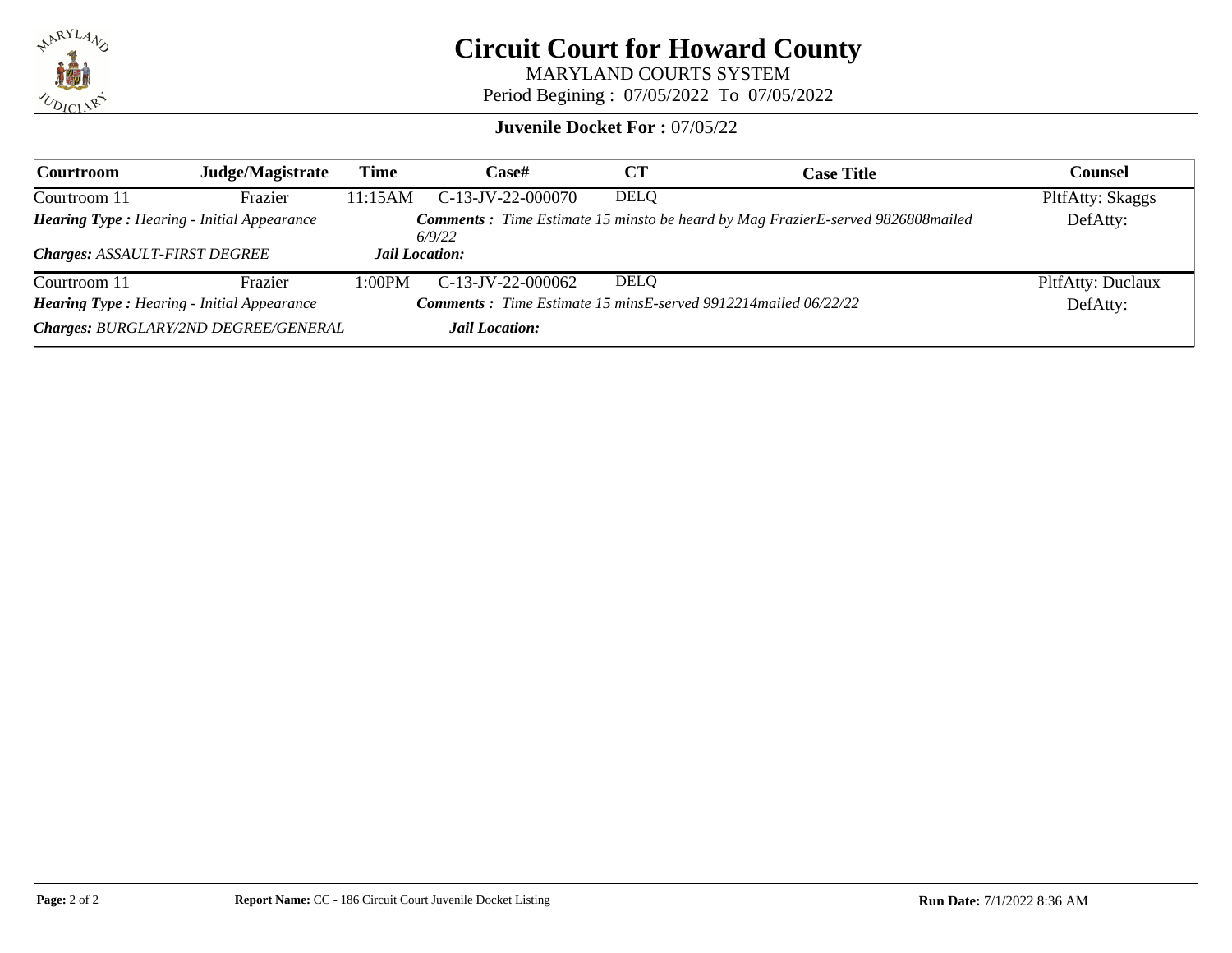# Circuit Court for Howard County

MARYLAND COURTS SYSTEM

Period Begining : 07/05/2022 To 07/05/2022

**Juvenile Docket For :** 07/05/22

| Courtroom | Judge/Magistrate | Time | Case# | CT | Case Title | Counsel |
|---|---|---|---|---|---|---|
| Courtroom 11 | Frazier | 11:15AM | C-13-JV-22-000070 | DELQ | | PltfAtty: Skaggs |
| ***Hearing Type :*** *Hearing - Initial Appearance* | | | ***Comments :*** *Time Estimate 15 minsto be heard by Mag FrazierE-served 9826808mailed 6/9/22* | | | DefAtty: |
| ***Charges:*** *ASSAULT-FIRST DEGREE* | | ***Jail Location:*** | | | | |
| Courtroom 11 | Frazier | 1:00PM | C-13-JV-22-000062 | DELQ | | PltfAtty: Duclaux |
| ***Hearing Type :*** *Hearing - Initial Appearance* | | | ***Comments :*** *Time Estimate 15 minsE-served 9912214mailed 06/22/22* | | | DefAtty: |
| ***Charges:*** *BURGLARY/2ND DEGREE/GENERAL* | | | ***Jail Location:*** | | | |

**Report Name:** CC - 186 Circuit Court Juvenile Docket Listing

**Run Date:** 7/1/2022 8:36 AM